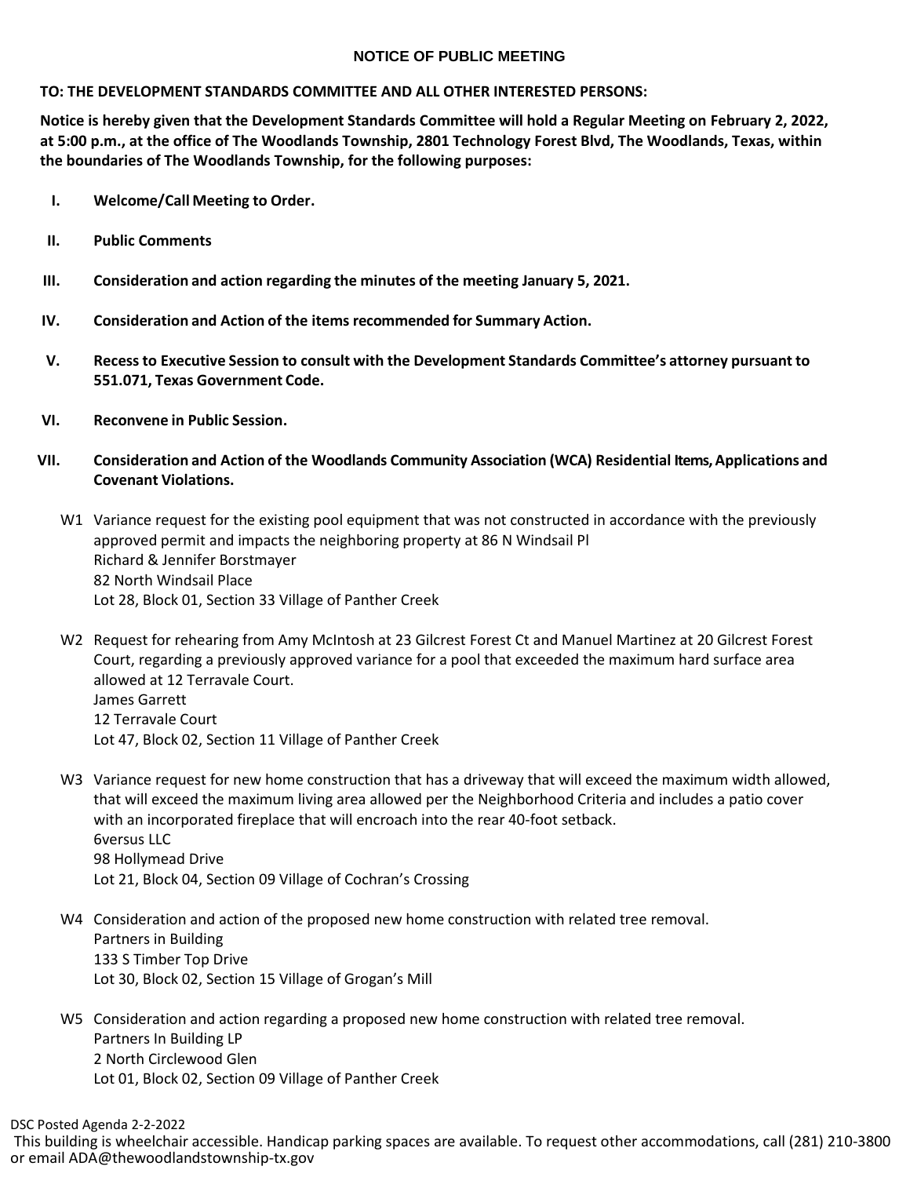# NOTICE OF PUBLIC MEETING

**TO: THE DEVELOPMENT STANDARDS COMMITTEE AND ALL OTHER INTERESTED PERSONS:**

**Notice is hereby given that the Development Standards Committee will hold a Regular Meeting on February 2, 2022, at 5:00 p.m., at the office of The Woodlands Township, 2801 Technology Forest Blvd, The Woodlands, Texas, within the boundaries of The Woodlands Township, for the following purposes:**

**I. Welcome/Call Meeting to Order.**

**II. Public Comments**

**III. Consideration and action regarding the minutes of the meeting January 5, 2021.**

**IV. Consideration and Action of the items recommended for Summary Action.**

**V. Recess to Executive Session to consult with the Development Standards Committee's attorney pursuant to 551.071, Texas Government Code.**

**VI. Reconvene in Public Session.**

**VII. Consideration and Action of the Woodlands Community Association (WCA) Residential Items, Applications and Covenant Violations.**

W1 Variance request for the existing pool equipment that was not constructed in accordance with the previously approved permit and impacts the neighboring property at 86 N Windsail Pl
Richard & Jennifer Borstmayer
82 North Windsail Place
Lot 28, Block 01, Section 33 Village of Panther Creek

W2 Request for rehearing from Amy McIntosh at 23 Gilcrest Forest Ct and Manuel Martinez at 20 Gilcrest Forest Court, regarding a previously approved variance for a pool that exceeded the maximum hard surface area allowed at 12 Terravale Court.
James Garrett
12 Terravale Court
Lot 47, Block 02, Section 11 Village of Panther Creek

W3 Variance request for new home construction that has a driveway that will exceed the maximum width allowed, that will exceed the maximum living area allowed per the Neighborhood Criteria and includes a patio cover with an incorporated fireplace that will encroach into the rear 40-foot setback.
6versus LLC
98 Hollymead Drive
Lot 21, Block 04, Section 09 Village of Cochran's Crossing

W4 Consideration and action of the proposed new home construction with related tree removal.
Partners in Building
133 S Timber Top Drive
Lot 30, Block 02, Section 15 Village of Grogan's Mill

W5 Consideration and action regarding a proposed new home construction with related tree removal.
Partners In Building LP
2 North Circlewood Glen
Lot 01, Block 02, Section 09 Village of Panther Creek

DSC Posted Agenda 2-2-2022
This building is wheelchair accessible. Handicap parking spaces are available. To request other accommodations, call (281) 210-3800 or email ADA@thewoodlandstownship-tx.gov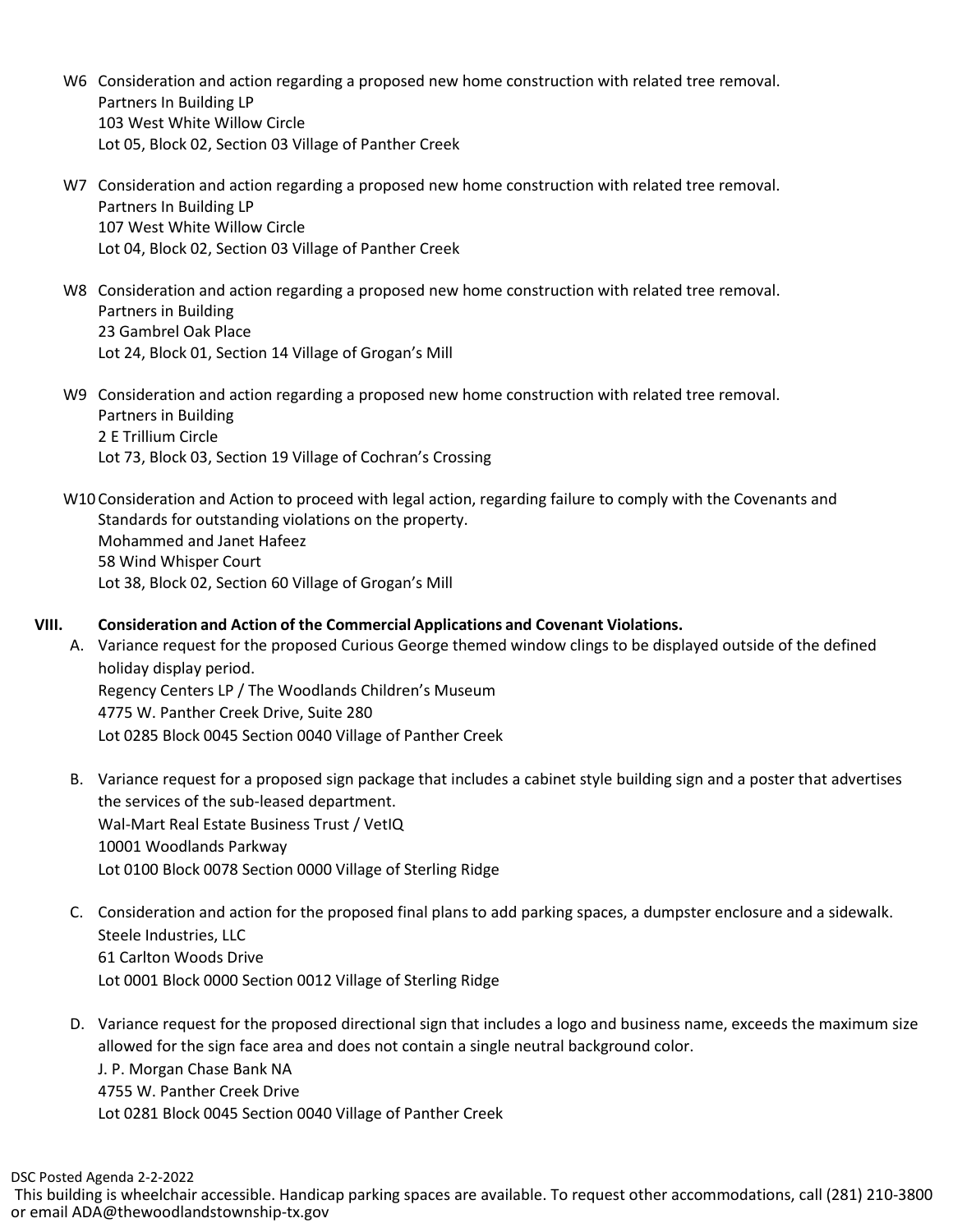W6 Consideration and action regarding a proposed new home construction with related tree removal.
Partners In Building LP
103 West White Willow Circle
Lot 05, Block 02, Section 03 Village of Panther Creek

W7 Consideration and action regarding a proposed new home construction with related tree removal.
Partners In Building LP
107 West White Willow Circle
Lot 04, Block 02, Section 03 Village of Panther Creek

W8 Consideration and action regarding a proposed new home construction with related tree removal.
Partners in Building
23 Gambrel Oak Place
Lot 24, Block 01, Section 14 Village of Grogan's Mill

W9 Consideration and action regarding a proposed new home construction with related tree removal.
Partners in Building
2 E Trillium Circle
Lot 73, Block 03, Section 19 Village of Cochran's Crossing

W10 Consideration and Action to proceed with legal action, regarding failure to comply with the Covenants and Standards for outstanding violations on the property.
Mohammed and Janet Hafeez
58 Wind Whisper Court
Lot 38, Block 02, Section 60 Village of Grogan's Mill

## VIII. Consideration and Action of the Commercial Applications and Covenant Violations.

A. Variance request for the proposed Curious George themed window clings to be displayed outside of the defined holiday display period.
Regency Centers LP / The Woodlands Children's Museum
4775 W. Panther Creek Drive, Suite 280
Lot 0285 Block 0045 Section 0040 Village of Panther Creek

B. Variance request for a proposed sign package that includes a cabinet style building sign and a poster that advertises the services of the sub-leased department.
Wal-Mart Real Estate Business Trust / VetIQ
10001 Woodlands Parkway
Lot 0100 Block 0078 Section 0000 Village of Sterling Ridge

C. Consideration and action for the proposed final plans to add parking spaces, a dumpster enclosure and a sidewalk.
Steele Industries, LLC
61 Carlton Woods Drive
Lot 0001 Block 0000 Section 0012 Village of Sterling Ridge

D. Variance request for the proposed directional sign that includes a logo and business name, exceeds the maximum size allowed for the sign face area and does not contain a single neutral background color.
J. P. Morgan Chase Bank NA
4755 W. Panther Creek Drive
Lot 0281 Block 0045 Section 0040 Village of Panther Creek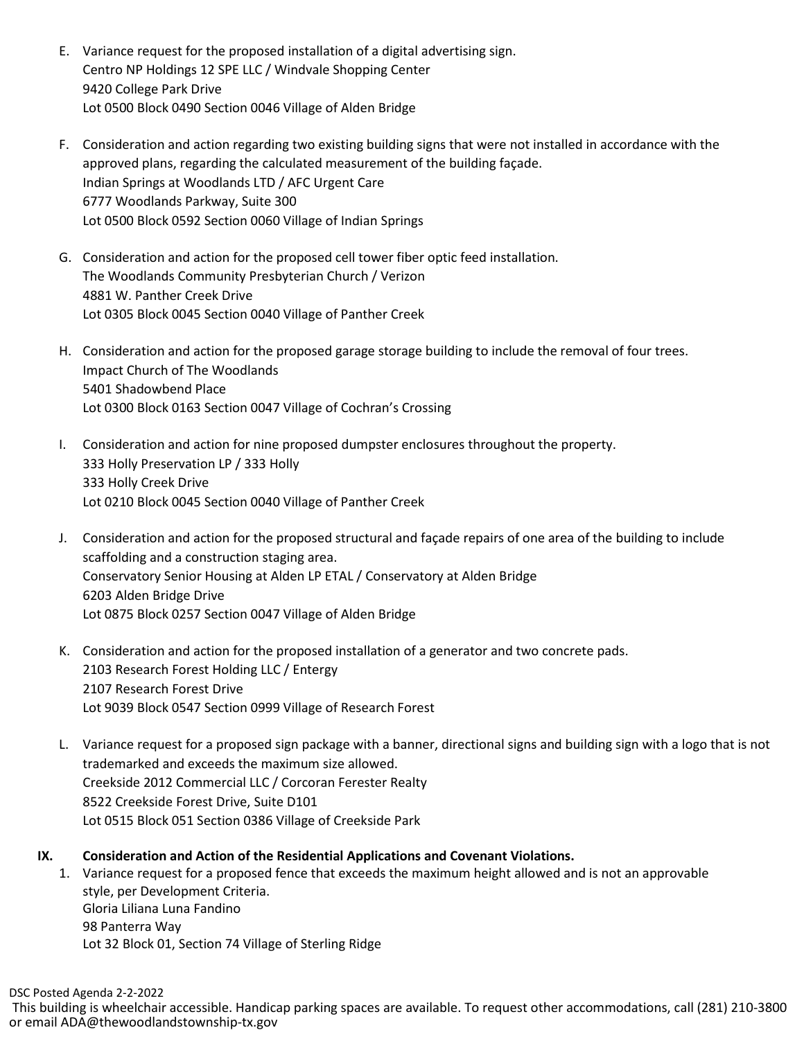E. Variance request for the proposed installation of a digital advertising sign.
   Centro NP Holdings 12 SPE LLC / Windvale Shopping Center
   9420 College Park Drive
   Lot 0500 Block 0490 Section 0046 Village of Alden Bridge

F. Consideration and action regarding two existing building signs that were not installed in accordance with the approved plans, regarding the calculated measurement of the building façade.
   Indian Springs at Woodlands LTD / AFC Urgent Care
   6777 Woodlands Parkway, Suite 300
   Lot 0500 Block 0592 Section 0060 Village of Indian Springs

G. Consideration and action for the proposed cell tower fiber optic feed installation.
   The Woodlands Community Presbyterian Church / Verizon
   4881 W. Panther Creek Drive
   Lot 0305 Block 0045 Section 0040 Village of Panther Creek

H. Consideration and action for the proposed garage storage building to include the removal of four trees.
   Impact Church of The Woodlands
   5401 Shadowbend Place
   Lot 0300 Block 0163 Section 0047 Village of Cochran's Crossing

I. Consideration and action for nine proposed dumpster enclosures throughout the property.
   333 Holly Preservation LP / 333 Holly
   333 Holly Creek Drive
   Lot 0210 Block 0045 Section 0040 Village of Panther Creek

J. Consideration and action for the proposed structural and façade repairs of one area of the building to include scaffolding and a construction staging area.
   Conservatory Senior Housing at Alden LP ETAL / Conservatory at Alden Bridge
   6203 Alden Bridge Drive
   Lot 0875 Block 0257 Section 0047 Village of Alden Bridge

K. Consideration and action for the proposed installation of a generator and two concrete pads.
   2103 Research Forest Holding LLC / Entergy
   2107 Research Forest Drive
   Lot 9039 Block 0547 Section 0999 Village of Research Forest

L. Variance request for a proposed sign package with a banner, directional signs and building sign with a logo that is not trademarked and exceeds the maximum size allowed.
   Creekside 2012 Commercial LLC / Corcoran Ferester Realty
   8522 Creekside Forest Drive, Suite D101
   Lot 0515 Block 051 Section 0386 Village of Creekside Park

**IX. Consideration and Action of the Residential Applications and Covenant Violations.**

1. Variance request for a proposed fence that exceeds the maximum height allowed and is not an approvable style, per Development Criteria.
   Gloria Liliana Luna Fandino
   98 Panterra Way
   Lot 32 Block 01, Section 74 Village of Sterling Ridge

DSC Posted Agenda 2-2-2022
This building is wheelchair accessible. Handicap parking spaces are available. To request other accommodations, call (281) 210-3800 or email ADA@thewoodlandstownship-tx.gov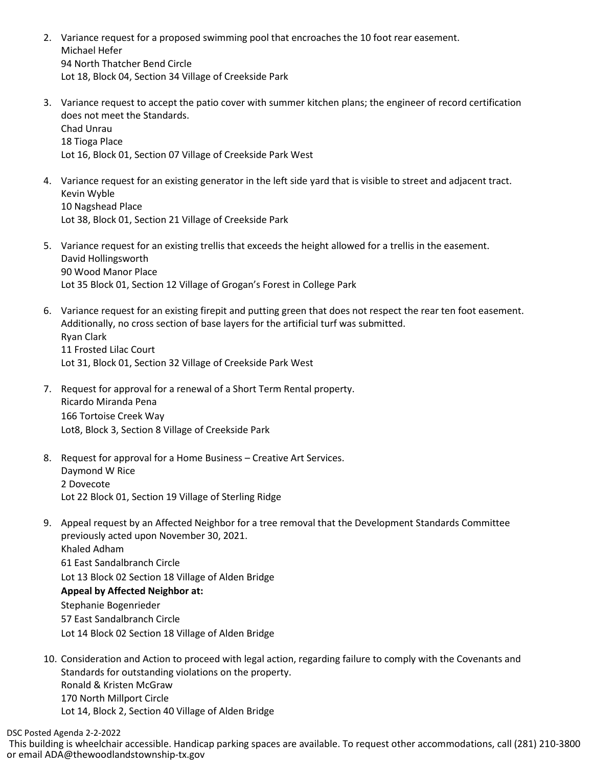2. Variance request for a proposed swimming pool that encroaches the 10 foot rear easement.
   Michael Hefer
   94 North Thatcher Bend Circle
   Lot 18, Block 04, Section 34 Village of Creekside Park

3. Variance request to accept the patio cover with summer kitchen plans; the engineer of record certification does not meet the Standards.
   Chad Unrau
   18 Tioga Place
   Lot 16, Block 01, Section 07 Village of Creekside Park West

4. Variance request for an existing generator in the left side yard that is visible to street and adjacent tract.
   Kevin Wyble
   10 Nagshead Place
   Lot 38, Block 01, Section 21 Village of Creekside Park

5. Variance request for an existing trellis that exceeds the height allowed for a trellis in the easement.
   David Hollingsworth
   90 Wood Manor Place
   Lot 35 Block 01, Section 12 Village of Grogan's Forest in College Park

6. Variance request for an existing firepit and putting green that does not respect the rear ten foot easement. Additionally, no cross section of base layers for the artificial turf was submitted.
   Ryan Clark
   11 Frosted Lilac Court
   Lot 31, Block 01, Section 32 Village of Creekside Park West

7. Request for approval for a renewal of a Short Term Rental property.
   Ricardo Miranda Pena
   166 Tortoise Creek Way
   Lot8, Block 3, Section 8 Village of Creekside Park

8. Request for approval for a Home Business – Creative Art Services.
   Daymond W Rice
   2 Dovecote
   Lot 22 Block 01, Section 19 Village of Sterling Ridge

9. Appeal request by an Affected Neighbor for a tree removal that the Development Standards Committee previously acted upon November 30, 2021.
   Khaled Adham
   61 East Sandalbranch Circle
   Lot 13 Block 02 Section 18 Village of Alden Bridge
   **Appeal by Affected Neighbor at:**
   Stephanie Bogenrieder
   57 East Sandalbranch Circle
   Lot 14 Block 02 Section 18 Village of Alden Bridge

10. Consideration and Action to proceed with legal action, regarding failure to comply with the Covenants and Standards for outstanding violations on the property.
    Ronald & Kristen McGraw
    170 North Millport Circle
    Lot 14, Block 2, Section 40 Village of Alden Bridge

DSC Posted Agenda 2-2-2022

This building is wheelchair accessible. Handicap parking spaces are available. To request other accommodations, call (281) 210-3800 or email ADA@thewoodlandstownship-tx.gov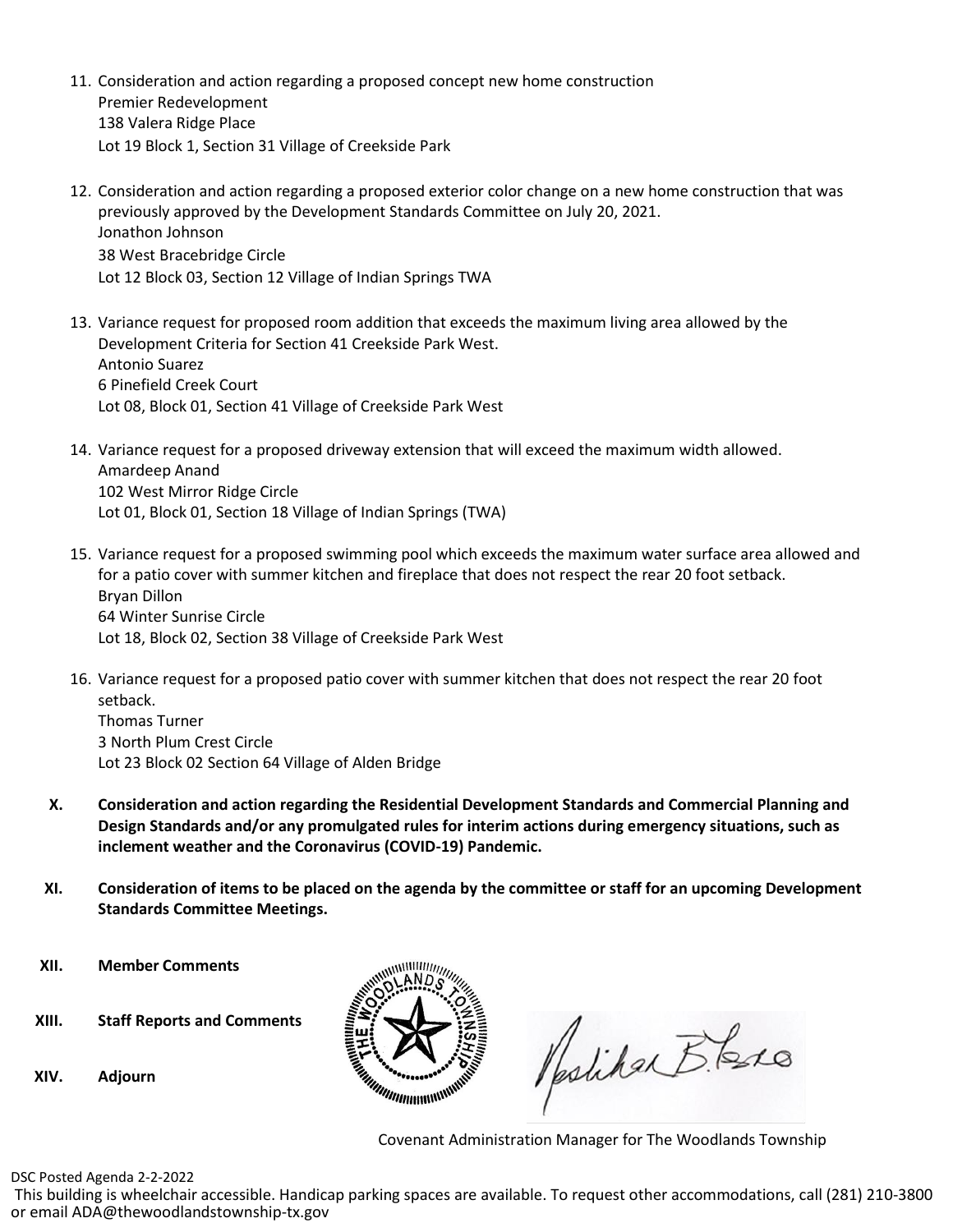11. Consideration and action regarding a proposed concept new home construction
    Premier Redevelopment
    138 Valera Ridge Place
    Lot 19 Block 1, Section 31 Village of Creekside Park

12. Consideration and action regarding a proposed exterior color change on a new home construction that was previously approved by the Development Standards Committee on July 20, 2021.
    Jonathon Johnson
    38 West Bracebridge Circle
    Lot 12 Block 03, Section 12 Village of Indian Springs TWA

13. Variance request for proposed room addition that exceeds the maximum living area allowed by the Development Criteria for Section 41 Creekside Park West.
    Antonio Suarez
    6 Pinefield Creek Court
    Lot 08, Block 01, Section 41 Village of Creekside Park West

14. Variance request for a proposed driveway extension that will exceed the maximum width allowed.
    Amardeep Anand
    102 West Mirror Ridge Circle
    Lot 01, Block 01, Section 18 Village of Indian Springs (TWA)

15. Variance request for a proposed swimming pool which exceeds the maximum water surface area allowed and for a patio cover with summer kitchen and fireplace that does not respect the rear 20 foot setback.
    Bryan Dillon
    64 Winter Sunrise Circle
    Lot 18, Block 02, Section 38 Village of Creekside Park West

16. Variance request for a proposed patio cover with summer kitchen that does not respect the rear 20 foot setback.
    Thomas Turner
    3 North Plum Crest Circle
    Lot 23 Block 02 Section 64 Village of Alden Bridge

**X. Consideration and action regarding the Residential Development Standards and Commercial Planning and Design Standards and/or any promulgated rules for interim actions during emergency situations, such as inclement weather and the Coronavirus (COVID-19) Pandemic.**

**XI. Consideration of items to be placed on the agenda by the committee or staff for an upcoming Development Standards Committee Meetings.**

**XII. Member Comments**

**XIII. Staff Reports and Comments**

**XIV. Adjourn**

Covenant Administration Manager for The Woodlands Township

DSC Posted Agenda 2-2-2022

This building is wheelchair accessible. Handicap parking spaces are available. To request other accommodations, call (281) 210-3800 or email ADA@thewoodlandstownship-tx.gov